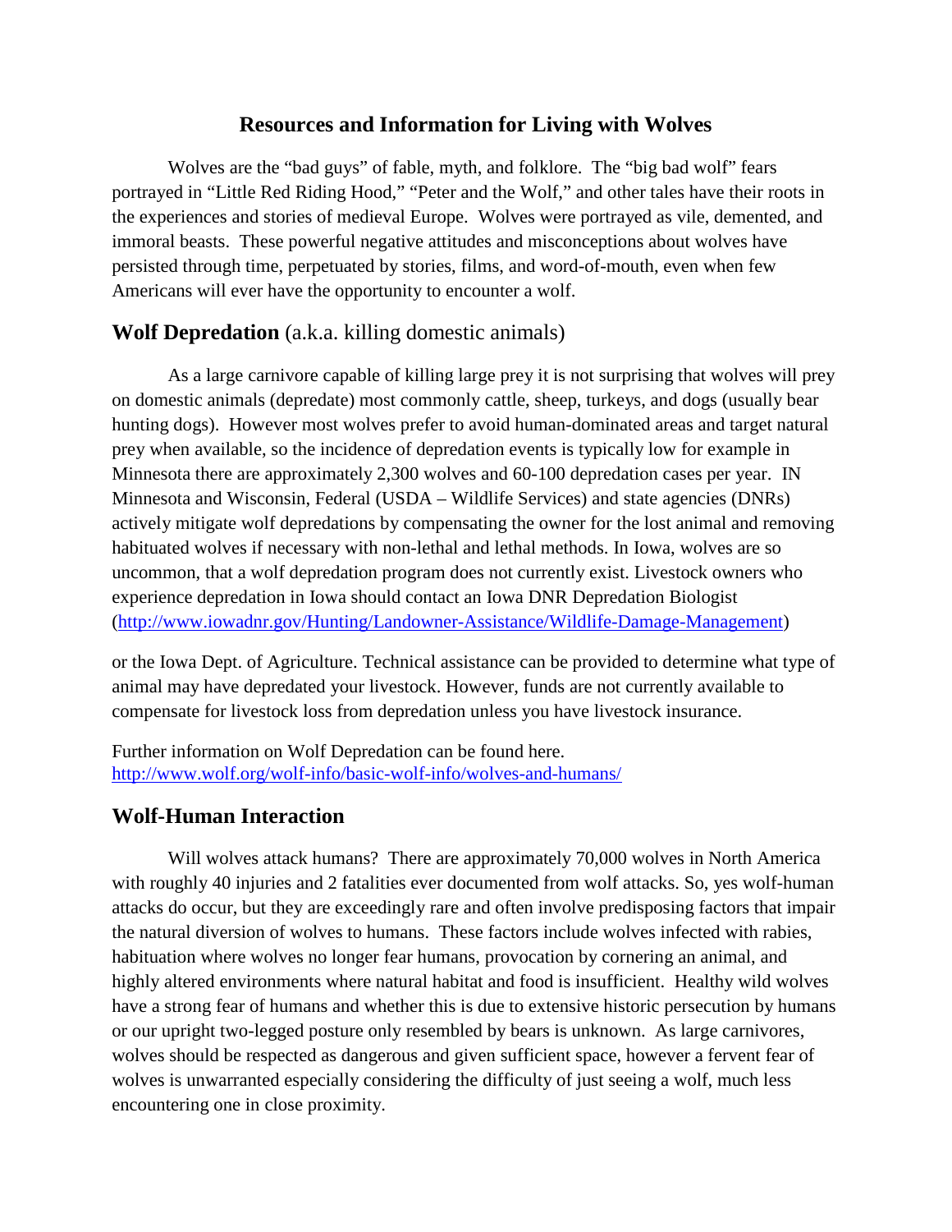# Resources and Information for Living with Wolves

Wolves are the "bad guys" of fable, myth, and folklore. The "big bad wolf" fears portrayed in "Little Red Riding Hood," "Peter and the Wolf," and other tales have their roots in the experiences and stories of medieval Europe. Wolves were portrayed as vile, demented, and immoral beasts. These powerful negative attitudes and misconceptions about wolves have persisted through time, perpetuated by stories, films, and word-of-mouth, even when few Americans will ever have the opportunity to encounter a wolf.

## **Wolf Depredation** (a.k.a. killing domestic animals)

As a large carnivore capable of killing large prey it is not surprising that wolves will prey on domestic animals (depredate) most commonly cattle, sheep, turkeys, and dogs (usually bear hunting dogs). However most wolves prefer to avoid human-dominated areas and target natural prey when available, so the incidence of depredation events is typically low for example in Minnesota there are approximately 2,300 wolves and 60-100 depredation cases per year. IN Minnesota and Wisconsin, Federal (USDA – Wildlife Services) and state agencies (DNRs) actively mitigate wolf depredations by compensating the owner for the lost animal and removing habituated wolves if necessary with non-lethal and lethal methods. In Iowa, wolves are so uncommon, that a wolf depredation program does not currently exist. Livestock owners who experience depredation in Iowa should contact an Iowa DNR Depredation Biologist (http://www.iowadnr.gov/Hunting/Landowner-Assistance/Wildlife-Damage-Management)

or the Iowa Dept. of Agriculture. Technical assistance can be provided to determine what type of animal may have depredated your livestock. However, funds are not currently available to compensate for livestock loss from depredation unless you have livestock insurance.

Further information on Wolf Depredation can be found here.
http://www.wolf.org/wolf-info/basic-wolf-info/wolves-and-humans/

## Wolf-Human Interaction

Will wolves attack humans? There are approximately 70,000 wolves in North America with roughly 40 injuries and 2 fatalities ever documented from wolf attacks. So, yes wolf-human attacks do occur, but they are exceedingly rare and often involve predisposing factors that impair the natural diversion of wolves to humans. These factors include wolves infected with rabies, habituation where wolves no longer fear humans, provocation by cornering an animal, and highly altered environments where natural habitat and food is insufficient. Healthy wild wolves have a strong fear of humans and whether this is due to extensive historic persecution by humans or our upright two-legged posture only resembled by bears is unknown. As large carnivores, wolves should be respected as dangerous and given sufficient space, however a fervent fear of wolves is unwarranted especially considering the difficulty of just seeing a wolf, much less encountering one in close proximity.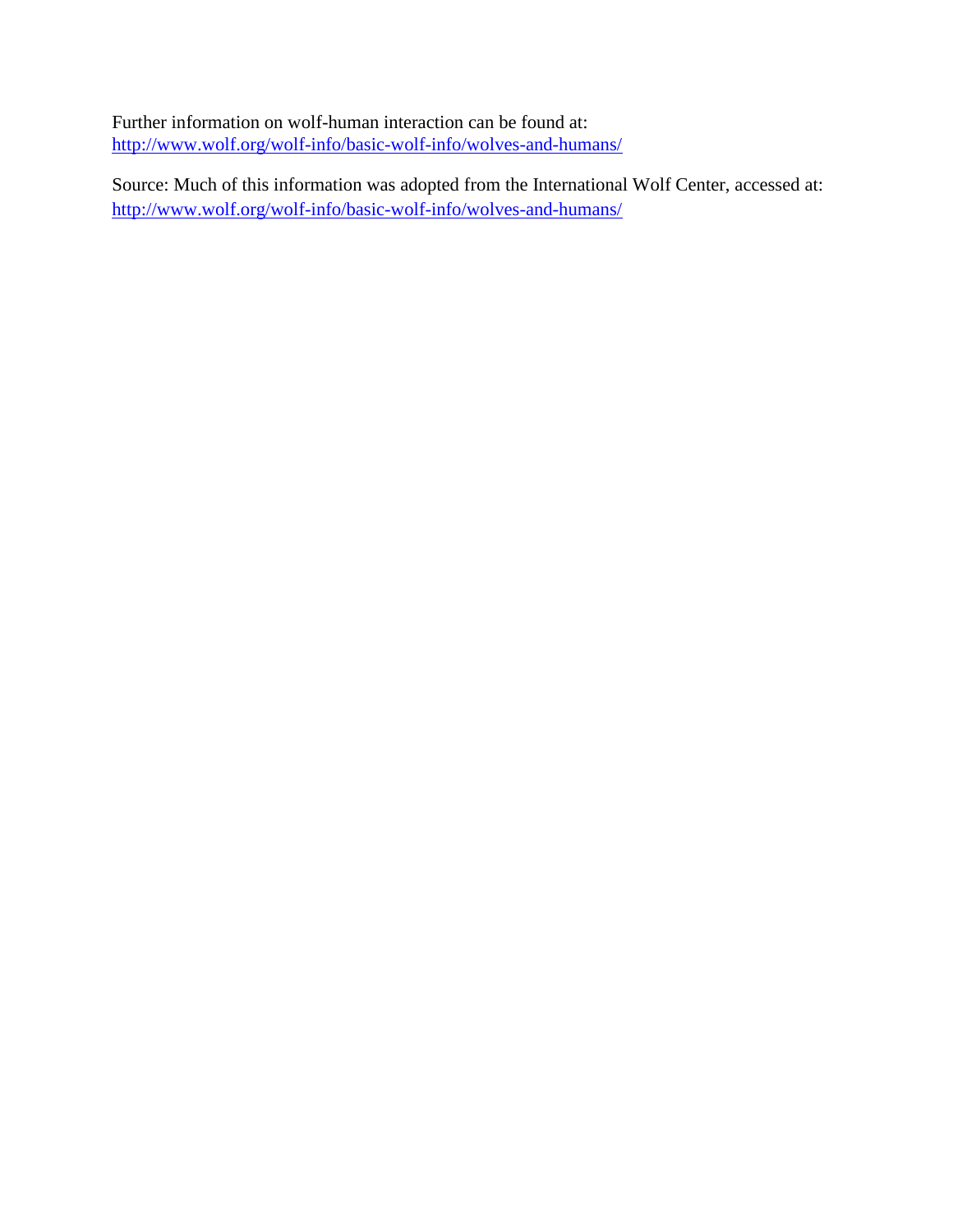Further information on wolf-human interaction can be found at:
http://www.wolf.org/wolf-info/basic-wolf-info/wolves-and-humans/

Source: Much of this information was adopted from the International Wolf Center, accessed at:
http://www.wolf.org/wolf-info/basic-wolf-info/wolves-and-humans/